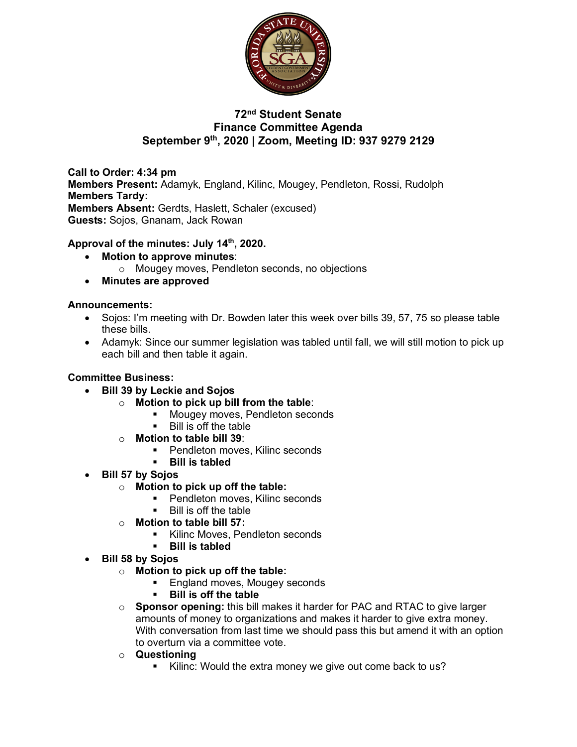# 72nd Student Senate
## Finance Committee Agenda
## September 9th, 2020 | Zoom, Meeting ID: 937 9279 2129

**Call to Order: 4:34 pm**
**Members Present:** Adamyk, England, Kilinc, Mougey, Pendleton, Rossi, Rudolph
**Members Tardy:**
**Members Absent:** Gerdts, Haslett, Schaler (excused)
**Guests:** Sojos, Gnanam, Jack Rowan

**Approval of the minutes: July 14th, 2020.**

- **Motion to approve minutes**:
  - Mougey moves, Pendleton seconds, no objections
- **Minutes are approved**

**Announcements:**

- Sojos: I'm meeting with Dr. Bowden later this week over bills 39, 57, 75 so please table these bills.
- Adamyk: Since our summer legislation was tabled until fall, we will still motion to pick up each bill and then table it again.

**Committee Business:**

- **Bill 39 by Leckie and Sojos**
  - **Motion to pick up bill from the table**:
    - Mougey moves, Pendleton seconds
    - Bill is off the table
  - **Motion to table bill 39**:
    - Pendleton moves, Kilinc seconds
    - **Bill is tabled**
- **Bill 57 by Sojos**
  - **Motion to pick up off the table:**
    - Pendleton moves, Kilinc seconds
    - Bill is off the table
  - **Motion to table bill 57:**
    - Kilinc Moves, Pendleton seconds
    - **Bill is tabled**
- **Bill 58 by Sojos**
  - **Motion to pick up off the table:**
    - England moves, Mougey seconds
    - **Bill is off the table**
  - **Sponsor opening:** this bill makes it harder for PAC and RTAC to give larger amounts of money to organizations and makes it harder to give extra money. With conversation from last time we should pass this but amend it with an option to overturn via a committee vote.
  - **Questioning**
    - Kilinc: Would the extra money we give out come back to us?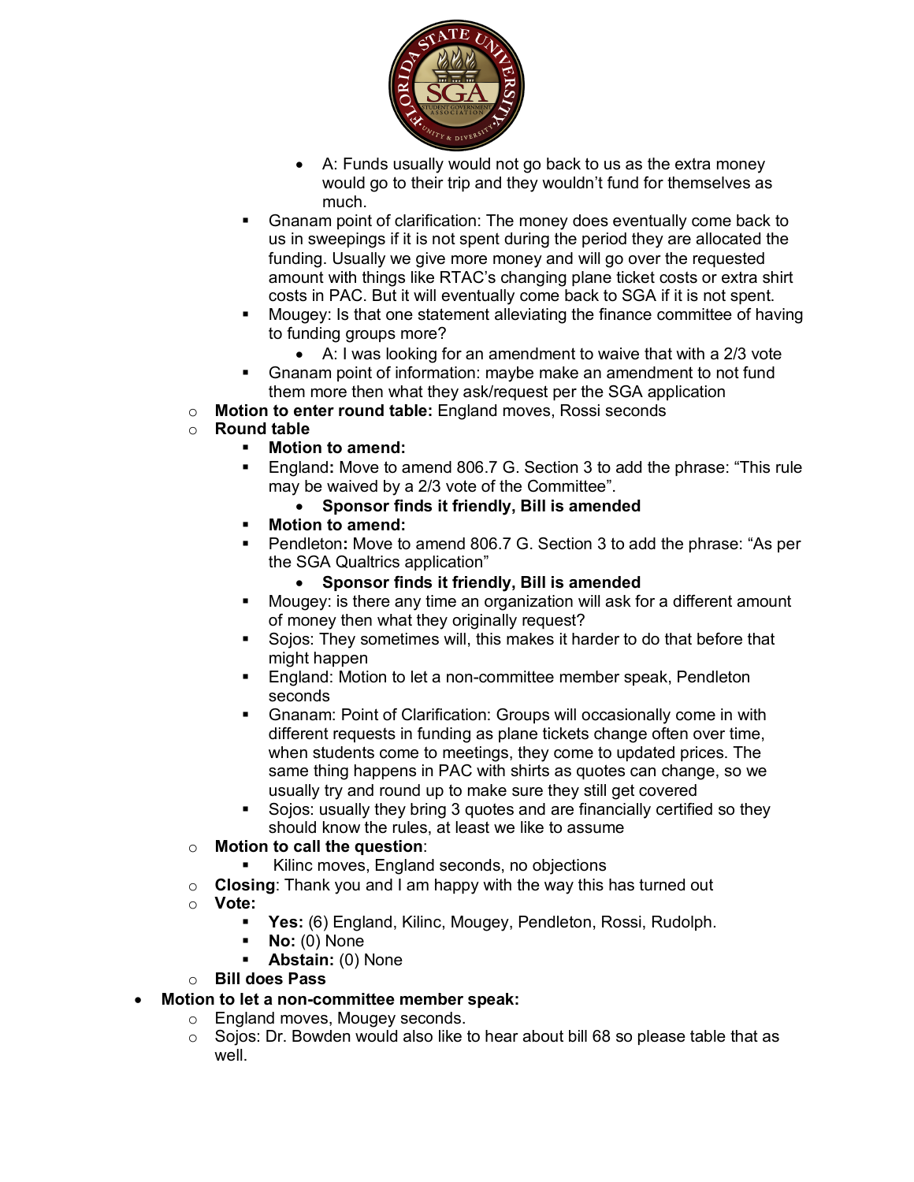- A: Funds usually would not go back to us as the extra money would go to their trip and they wouldn't fund for themselves as much.
    - Gnanam point of clarification: The money does eventually come back to us in sweepings if it is not spent during the period they are allocated the funding. Usually we give more money and will go over the requested amount with things like RTAC's changing plane ticket costs or extra shirt costs in PAC. But it will eventually come back to SGA if it is not spent.
    - Mougey: Is that one statement alleviating the finance committee of having to funding groups more?
        - A: I was looking for an amendment to waive that with a 2/3 vote
    - Gnanam point of information: maybe make an amendment to not fund them more then what they ask/request per the SGA application
  - **Motion to enter round table:** England moves, Rossi seconds
  - **Round table**
    - **Motion to amend:**
    - England**:** Move to amend 806.7 G. Section 3 to add the phrase: "This rule may be waived by a 2/3 vote of the Committee".
        - **Sponsor finds it friendly, Bill is amended**
    - **Motion to amend:**
    - Pendleton**:** Move to amend 806.7 G. Section 3 to add the phrase: "As per the SGA Qualtrics application"
        - **Sponsor finds it friendly, Bill is amended**
    - Mougey: is there any time an organization will ask for a different amount of money then what they originally request?
    - Sojos: They sometimes will, this makes it harder to do that before that might happen
    - England: Motion to let a non-committee member speak, Pendleton seconds
    - Gnanam: Point of Clarification: Groups will occasionally come in with different requests in funding as plane tickets change often over time, when students come to meetings, they come to updated prices. The same thing happens in PAC with shirts as quotes can change, so we usually try and round up to make sure they still get covered
    - Sojos: usually they bring 3 quotes and are financially certified so they should know the rules, at least we like to assume
  - **Motion to call the question**:
    - Kilinc moves, England seconds, no objections
  - **Closing**: Thank you and I am happy with the way this has turned out
  - **Vote:**
    - **Yes:** (6) England, Kilinc, Mougey, Pendleton, Rossi, Rudolph.
    - **No:** (0) None
    - **Abstain:** (0) None
  - **Bill does Pass**
- **Motion to let a non-committee member speak:**
  - England moves, Mougey seconds.
  - Sojos: Dr. Bowden would also like to hear about bill 68 so please table that as well.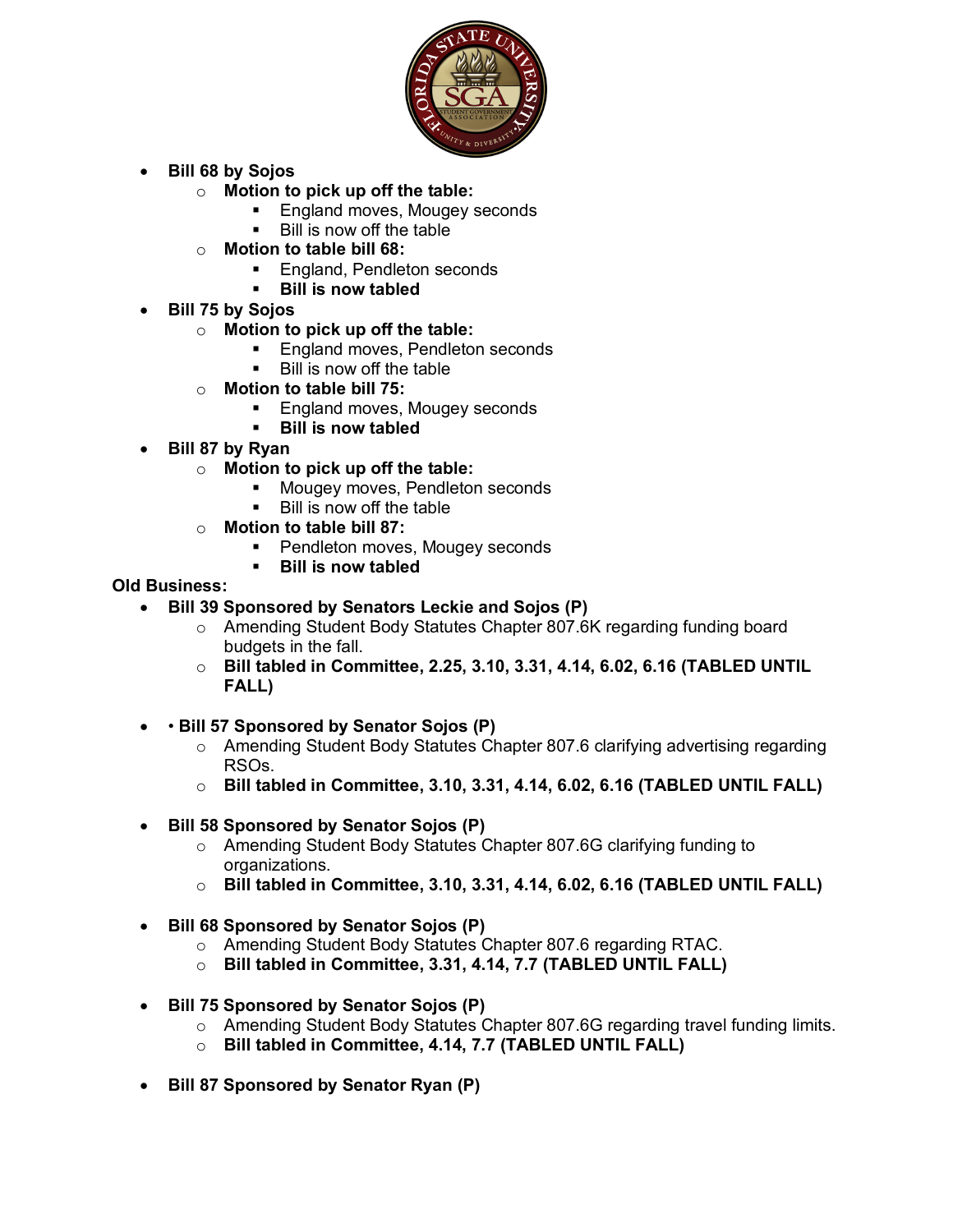- **Bill 68 by Sojos**
    - **Motion to pick up off the table:**
        - England moves, Mougey seconds
        - Bill is now off the table
    - **Motion to table bill 68:**
        - England, Pendleton seconds
        - **Bill is now tabled**
- **Bill 75 by Sojos**
    - **Motion to pick up off the table:**
        - England moves, Pendleton seconds
        - Bill is now off the table
    - **Motion to table bill 75:**
        - England moves, Mougey seconds
        - **Bill is now tabled**
- **Bill 87 by Ryan**
    - **Motion to pick up off the table:**
        - Mougey moves, Pendleton seconds
        - Bill is now off the table
    - **Motion to table bill 87:**
        - Pendleton moves, Mougey seconds
        - **Bill is now tabled**

**Old Business:**

- **Bill 39 Sponsored by Senators Leckie and Sojos (P)**
    - Amending Student Body Statutes Chapter 807.6K regarding funding board budgets in the fall.
    - **Bill tabled in Committee, 2.25, 3.10, 3.31, 4.14, 6.02, 6.16 (TABLED UNTIL FALL)**

- • **Bill 57 Sponsored by Senator Sojos (P)**
    - Amending Student Body Statutes Chapter 807.6 clarifying advertising regarding RSOs.
    - **Bill tabled in Committee, 3.10, 3.31, 4.14, 6.02, 6.16 (TABLED UNTIL FALL)**

- **Bill 58 Sponsored by Senator Sojos (P)**
    - Amending Student Body Statutes Chapter 807.6G clarifying funding to organizations.
    - **Bill tabled in Committee, 3.10, 3.31, 4.14, 6.02, 6.16 (TABLED UNTIL FALL)**

- **Bill 68 Sponsored by Senator Sojos (P)**
    - Amending Student Body Statutes Chapter 807.6 regarding RTAC.
    - **Bill tabled in Committee, 3.31, 4.14, 7.7 (TABLED UNTIL FALL)**

- **Bill 75 Sponsored by Senator Sojos (P)**
    - Amending Student Body Statutes Chapter 807.6G regarding travel funding limits.
    - **Bill tabled in Committee, 4.14, 7.7 (TABLED UNTIL FALL)**

- **Bill 87 Sponsored by Senator Ryan (P)**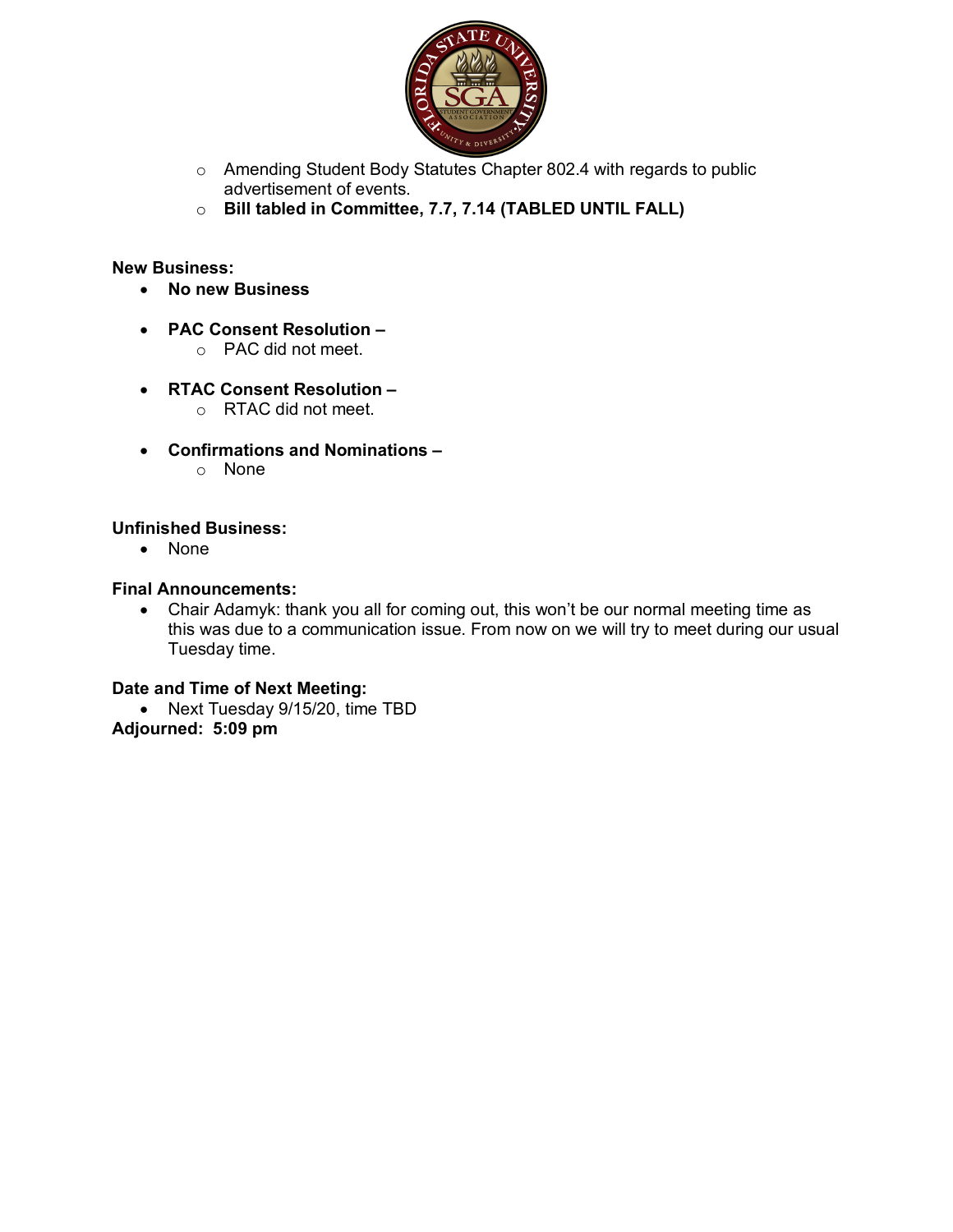- Amending Student Body Statutes Chapter 802.4 with regards to public advertisement of events.
- **Bill tabled in Committee, 7.7, 7.14 (TABLED UNTIL FALL)**

**New Business:**

- **No new Business**

- **PAC Consent Resolution –**
  - PAC did not meet.

- **RTAC Consent Resolution –**
  - RTAC did not meet.

- **Confirmations and Nominations –**
  - None

**Unfinished Business:**

- None

**Final Announcements:**

- Chair Adamyk: thank you all for coming out, this won't be our normal meeting time as this was due to a communication issue. From now on we will try to meet during our usual Tuesday time.

**Date and Time of Next Meeting:**

- Next Tuesday 9/15/20, time TBD

**Adjourned: 5:09 pm**